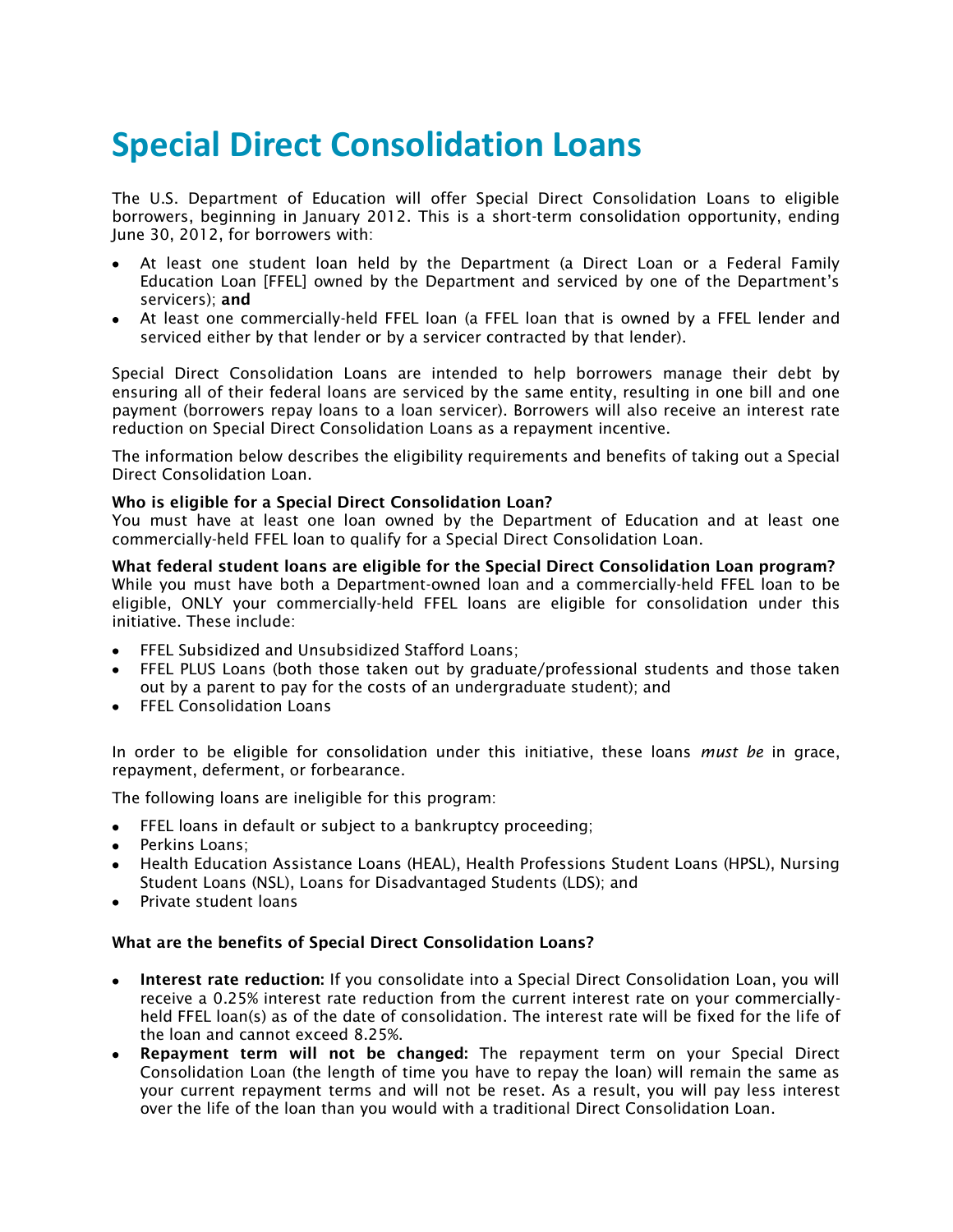# Special Direct Consolidation Loans

The U.S. Department of Education will offer Special Direct Consolidation Loans to eligible borrowers, beginning in January 2012. This is a short-term consolidation opportunity, ending June 30, 2012, for borrowers with:

- At least one student loan held by the Department (a Direct Loan or a Federal Family Education Loan [FFEL] owned by the Department and serviced by one of the Department's servicers); **and**
- At least one commercially-held FFEL loan (a FFEL loan that is owned by a FFEL lender and serviced either by that lender or by a servicer contracted by that lender).

Special Direct Consolidation Loans are intended to help borrowers manage their debt by ensuring all of their federal loans are serviced by the same entity, resulting in one bill and one payment (borrowers repay loans to a loan servicer). Borrowers will also receive an interest rate reduction on Special Direct Consolidation Loans as a repayment incentive.

The information below describes the eligibility requirements and benefits of taking out a Special Direct Consolidation Loan.

**Who is eligible for a Special Direct Consolidation Loan?**
You must have at least one loan owned by the Department of Education and at least one commercially-held FFEL loan to qualify for a Special Direct Consolidation Loan.

**What federal student loans are eligible for the Special Direct Consolidation Loan program?**
While you must have both a Department-owned loan and a commercially-held FFEL loan to be eligible, ONLY your commercially-held FFEL loans are eligible for consolidation under this initiative. These include:

- FFEL Subsidized and Unsubsidized Stafford Loans;
- FFEL PLUS Loans (both those taken out by graduate/professional students and those taken out by a parent to pay for the costs of an undergraduate student); and
- FFEL Consolidation Loans

In order to be eligible for consolidation under this initiative, these loans *must be* in grace, repayment, deferment, or forbearance.

The following loans are ineligible for this program:

- FFEL loans in default or subject to a bankruptcy proceeding;
- Perkins Loans;
- Health Education Assistance Loans (HEAL), Health Professions Student Loans (HPSL), Nursing Student Loans (NSL), Loans for Disadvantaged Students (LDS); and
- Private student loans

**What are the benefits of Special Direct Consolidation Loans?**

- **Interest rate reduction:** If you consolidate into a Special Direct Consolidation Loan, you will receive a 0.25% interest rate reduction from the current interest rate on your commercially-held FFEL loan(s) as of the date of consolidation. The interest rate will be fixed for the life of the loan and cannot exceed 8.25%.
- **Repayment term will not be changed:** The repayment term on your Special Direct Consolidation Loan (the length of time you have to repay the loan) will remain the same as your current repayment terms and will not be reset. As a result, you will pay less interest over the life of the loan than you would with a traditional Direct Consolidation Loan.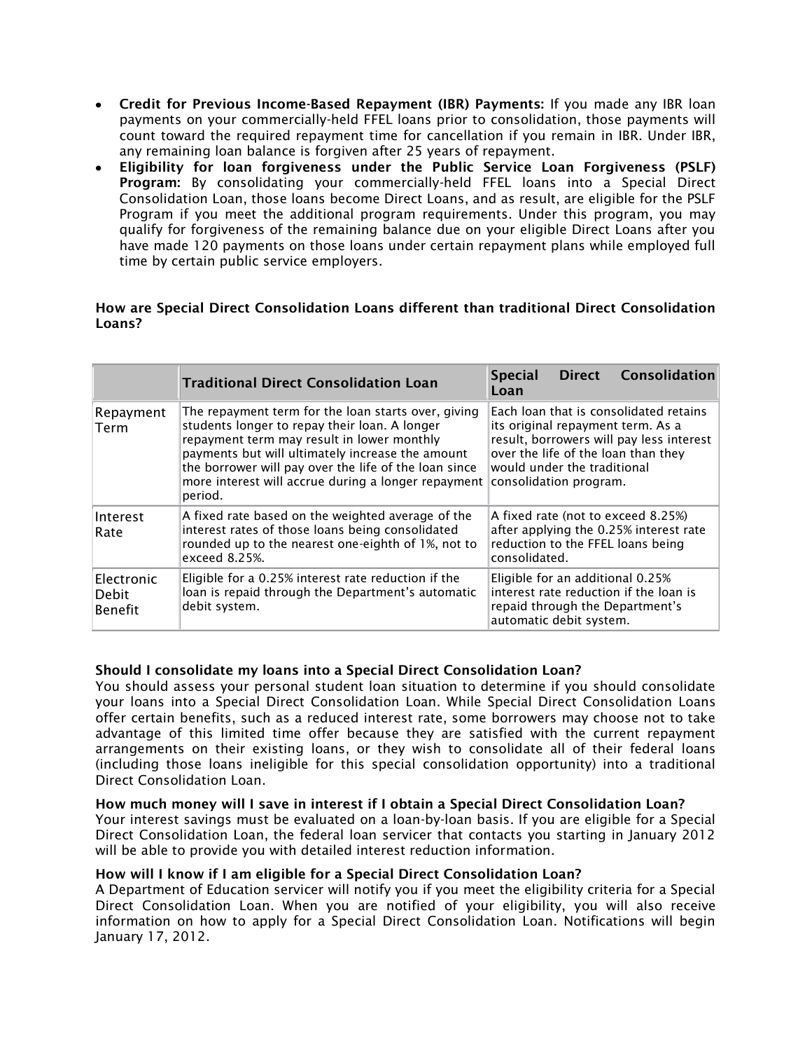- **Credit for Previous Income-Based Repayment (IBR) Payments:** If you made any IBR loan payments on your commercially-held FFEL loans prior to consolidation, those payments will count toward the required repayment time for cancellation if you remain in IBR. Under IBR, any remaining loan balance is forgiven after 25 years of repayment.
- **Eligibility for loan forgiveness under the Public Service Loan Forgiveness (PSLF) Program:** By consolidating your commercially-held FFEL loans into a Special Direct Consolidation Loan, those loans become Direct Loans, and as result, are eligible for the PSLF Program if you meet the additional program requirements. Under this program, you may qualify for forgiveness of the remaining balance due on your eligible Direct Loans after you have made 120 payments on those loans under certain repayment plans while employed full time by certain public service employers.

### How are Special Direct Consolidation Loans different than traditional Direct Consolidation Loans?

| | **Traditional Direct Consolidation Loan** | **Special Direct Consolidation Loan** |
|---|---|---|
| Repayment Term | The repayment term for the loan starts over, giving students longer to repay their loan. A longer repayment term may result in lower monthly payments but will ultimately increase the amount the borrower will pay over the life of the loan since more interest will accrue during a longer repayment period. | Each loan that is consolidated retains its original repayment term. As a result, borrowers will pay less interest over the life of the loan than they would under the traditional consolidation program. |
| Interest Rate | A fixed rate based on the weighted average of the interest rates of those loans being consolidated rounded up to the nearest one-eighth of 1%, not to exceed 8.25%. | A fixed rate (not to exceed 8.25%) after applying the 0.25% interest rate reduction to the FFEL loans being consolidated. |
| Electronic Debit Benefit | Eligible for a 0.25% interest rate reduction if the loan is repaid through the Department's automatic debit system. | Eligible for an additional 0.25% interest rate reduction if the loan is repaid through the Department's automatic debit system. |

### Should I consolidate my loans into a Special Direct Consolidation Loan?

You should assess your personal student loan situation to determine if you should consolidate your loans into a Special Direct Consolidation Loan. While Special Direct Consolidation Loans offer certain benefits, such as a reduced interest rate, some borrowers may choose not to take advantage of this limited time offer because they are satisfied with the current repayment arrangements on their existing loans, or they wish to consolidate all of their federal loans (including those loans ineligible for this special consolidation opportunity) into a traditional Direct Consolidation Loan.

### How much money will I save in interest if I obtain a Special Direct Consolidation Loan?

Your interest savings must be evaluated on a loan-by-loan basis. If you are eligible for a Special Direct Consolidation Loan, the federal loan servicer that contacts you starting in January 2012 will be able to provide you with detailed interest reduction information.

### How will I know if I am eligible for a Special Direct Consolidation Loan?

A Department of Education servicer will notify you if you meet the eligibility criteria for a Special Direct Consolidation Loan. When you are notified of your eligibility, you will also receive information on how to apply for a Special Direct Consolidation Loan. Notifications will begin January 17, 2012.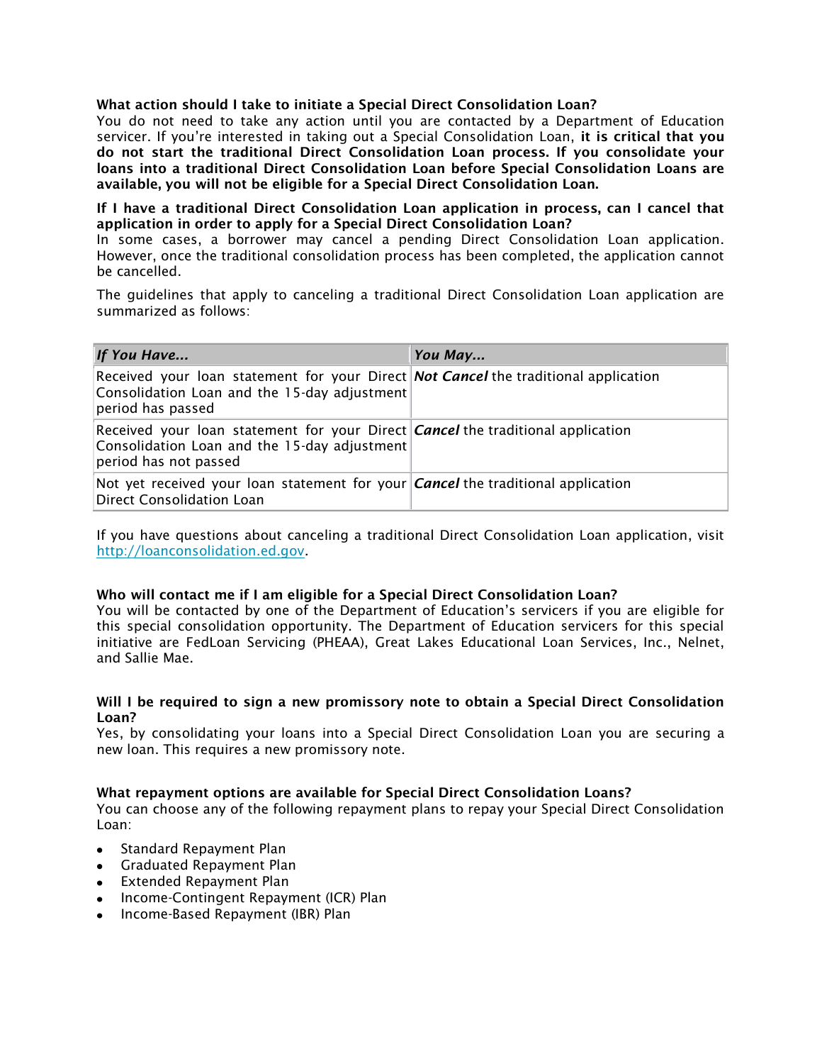**What action should I take to initiate a Special Direct Consolidation Loan?**
You do not need to take any action until you are contacted by a Department of Education servicer. If you're interested in taking out a Special Consolidation Loan, **it is critical that you do not start the traditional Direct Consolidation Loan process. If you consolidate your loans into a traditional Direct Consolidation Loan before Special Consolidation Loans are available, you will not be eligible for a Special Direct Consolidation Loan.**

**If I have a traditional Direct Consolidation Loan application in process, can I cancel that application in order to apply for a Special Direct Consolidation Loan?**
In some cases, a borrower may cancel a pending Direct Consolidation Loan application. However, once the traditional consolidation process has been completed, the application cannot be cancelled.

The guidelines that apply to canceling a traditional Direct Consolidation Loan application are summarized as follows:

| ***If You Have...*** | ***You May...*** |
| --- | --- |
| Received your loan statement for your Direct Consolidation Loan and the 15-day adjustment period has passed | ***Not Cancel*** the traditional application |
| Received your loan statement for your Direct Consolidation Loan and the 15-day adjustment period has not passed | ***Cancel*** the traditional application |
| Not yet received your loan statement for your Direct Consolidation Loan | ***Cancel*** the traditional application |

If you have questions about canceling a traditional Direct Consolidation Loan application, visit [http://loanconsolidation.ed.gov](http://loanconsolidation.ed.gov).

**Who will contact me if I am eligible for a Special Direct Consolidation Loan?**
You will be contacted by one of the Department of Education's servicers if you are eligible for this special consolidation opportunity. The Department of Education servicers for this special initiative are FedLoan Servicing (PHEAA), Great Lakes Educational Loan Services, Inc., Nelnet, and Sallie Mae.

**Will I be required to sign a new promissory note to obtain a Special Direct Consolidation Loan?**
Yes, by consolidating your loans into a Special Direct Consolidation Loan you are securing a new loan. This requires a new promissory note.

**What repayment options are available for Special Direct Consolidation Loans?**
You can choose any of the following repayment plans to repay your Special Direct Consolidation Loan:

- Standard Repayment Plan
- Graduated Repayment Plan
- Extended Repayment Plan
- Income-Contingent Repayment (ICR) Plan
- Income-Based Repayment (IBR) Plan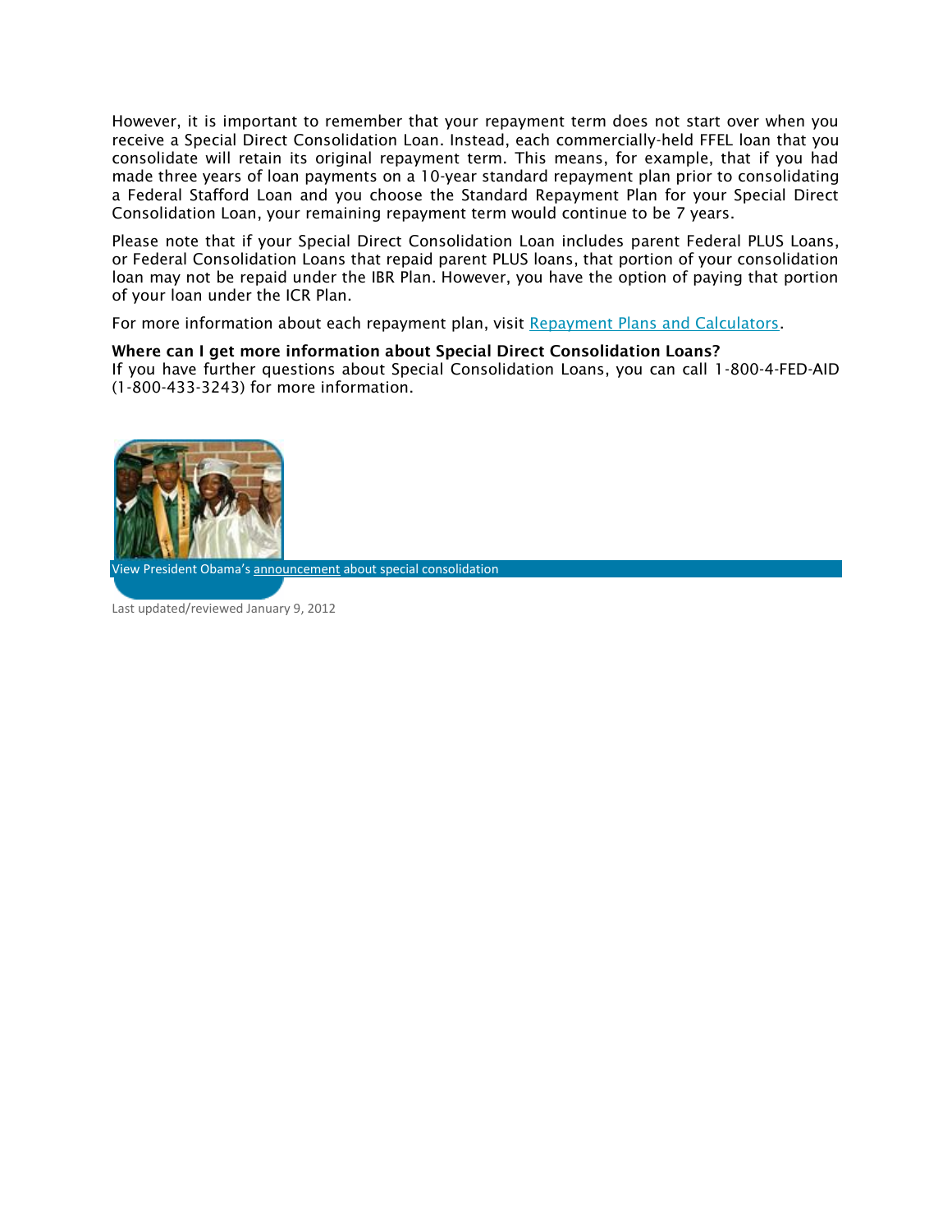However, it is important to remember that your repayment term does not start over when you receive a Special Direct Consolidation Loan. Instead, each commercially-held FFEL loan that you consolidate will retain its original repayment term. This means, for example, that if you had made three years of loan payments on a 10-year standard repayment plan prior to consolidating a Federal Stafford Loan and you choose the Standard Repayment Plan for your Special Direct Consolidation Loan, your remaining repayment term would continue to be 7 years.

Please note that if your Special Direct Consolidation Loan includes parent Federal PLUS Loans, or Federal Consolidation Loans that repaid parent PLUS loans, that portion of your consolidation loan may not be repaid under the IBR Plan. However, you have the option of paying that portion of your loan under the ICR Plan.

For more information about each repayment plan, visit Repayment Plans and Calculators.

**Where can I get more information about Special Direct Consolidation Loans?**
If you have further questions about Special Consolidation Loans, you can call 1-800-4-FED-AID (1-800-433-3243) for more information.

View President Obama's announcement about special consolidation

Last updated/reviewed January 9, 2012